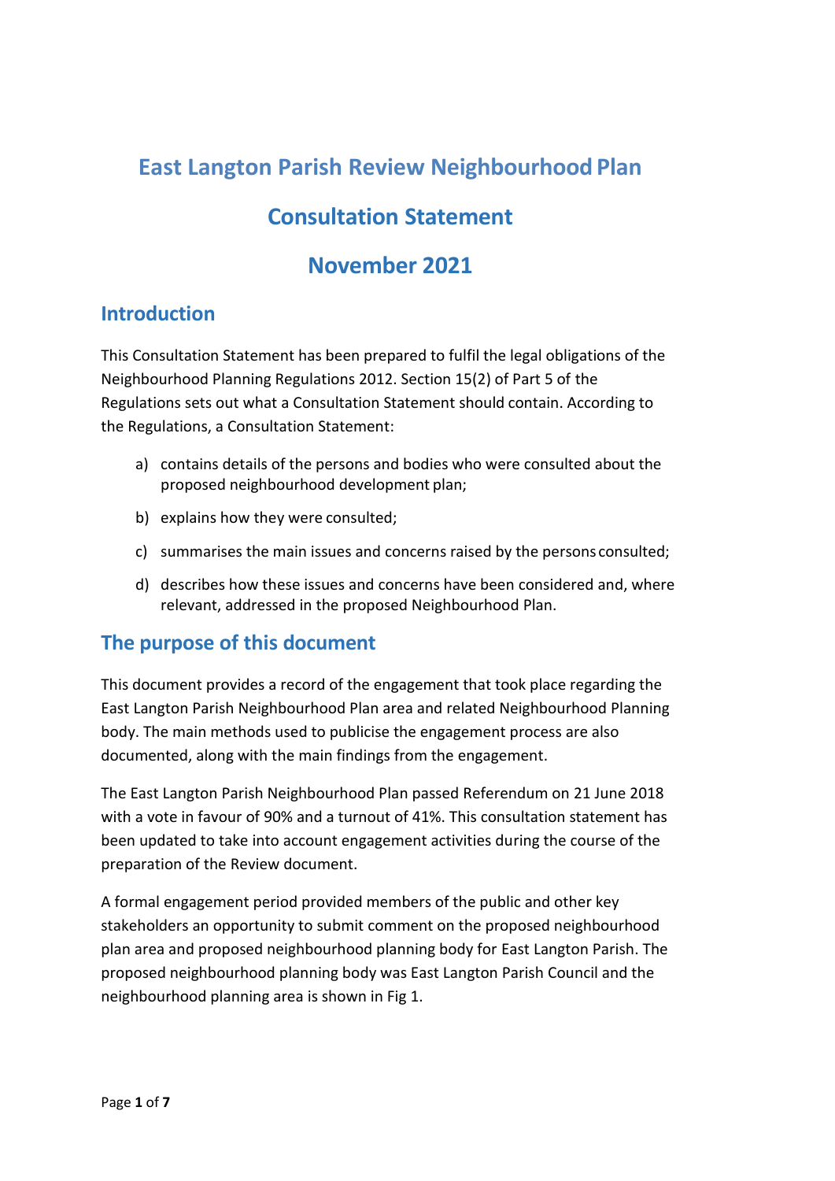# East Langton Parish Review Neighbourhood Plan

# Consultation Statement

# November 2021

## Introduction

This Consultation Statement has been prepared to fulfil the legal obligations of the Neighbourhood Planning Regulations 2012. Section 15(2) of Part 5 of the Regulations sets out what a Consultation Statement should contain. According to the Regulations, a Consultation Statement:

a) contains details of the persons and bodies who were consulted about the proposed neighbourhood development plan;

b) explains how they were consulted;

c) summarises the main issues and concerns raised by the persons consulted;

d) describes how these issues and concerns have been considered and, where relevant, addressed in the proposed Neighbourhood Plan.

## The purpose of this document

This document provides a record of the engagement that took place regarding the East Langton Parish Neighbourhood Plan area and related Neighbourhood Planning body. The main methods used to publicise the engagement process are also documented, along with the main findings from the engagement.

The East Langton Parish Neighbourhood Plan passed Referendum on 21 June 2018 with a vote in favour of 90% and a turnout of 41%. This consultation statement has been updated to take into account engagement activities during the course of the preparation of the Review document.

A formal engagement period provided members of the public and other key stakeholders an opportunity to submit comment on the proposed neighbourhood plan area and proposed neighbourhood planning body for East Langton Parish. The proposed neighbourhood planning body was East Langton Parish Council and the neighbourhood planning area is shown in Fig 1.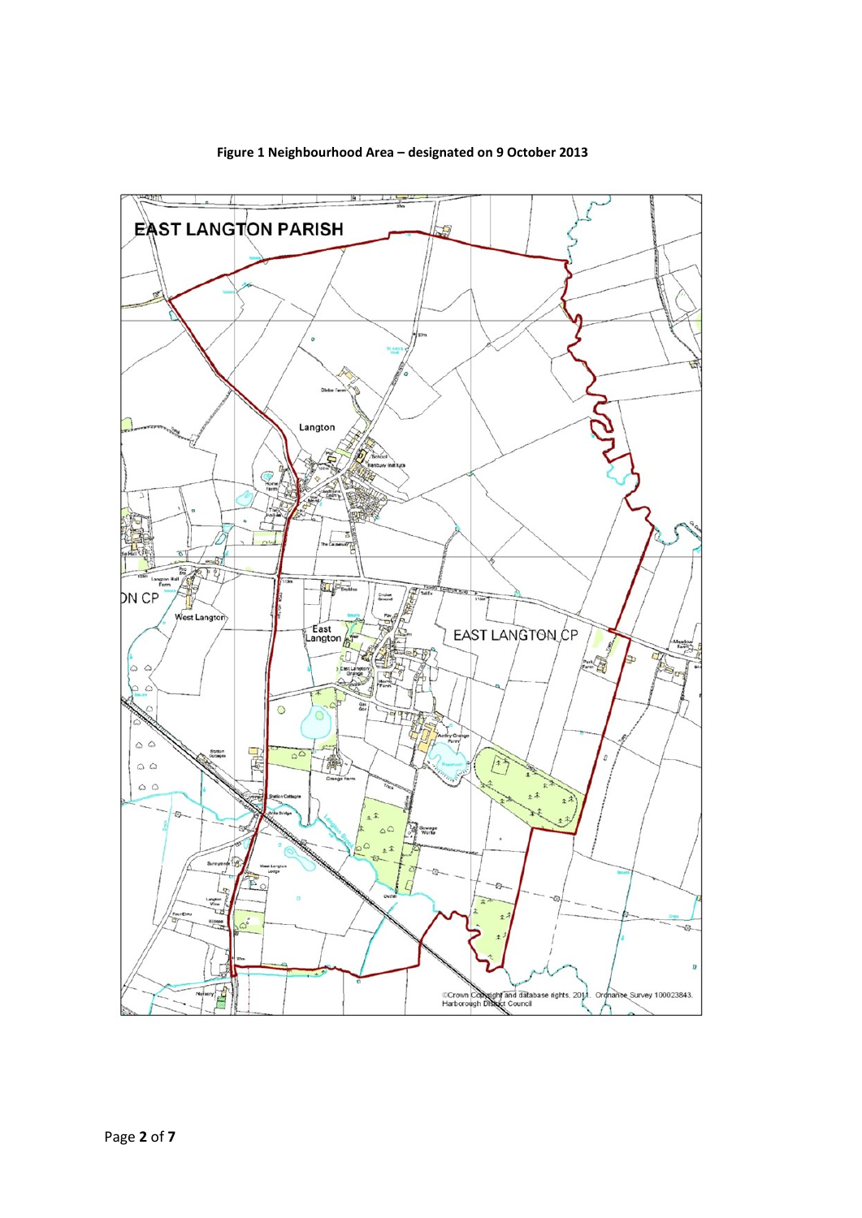**Figure 1 Neighbourhood Area – designated on 9 October 2013**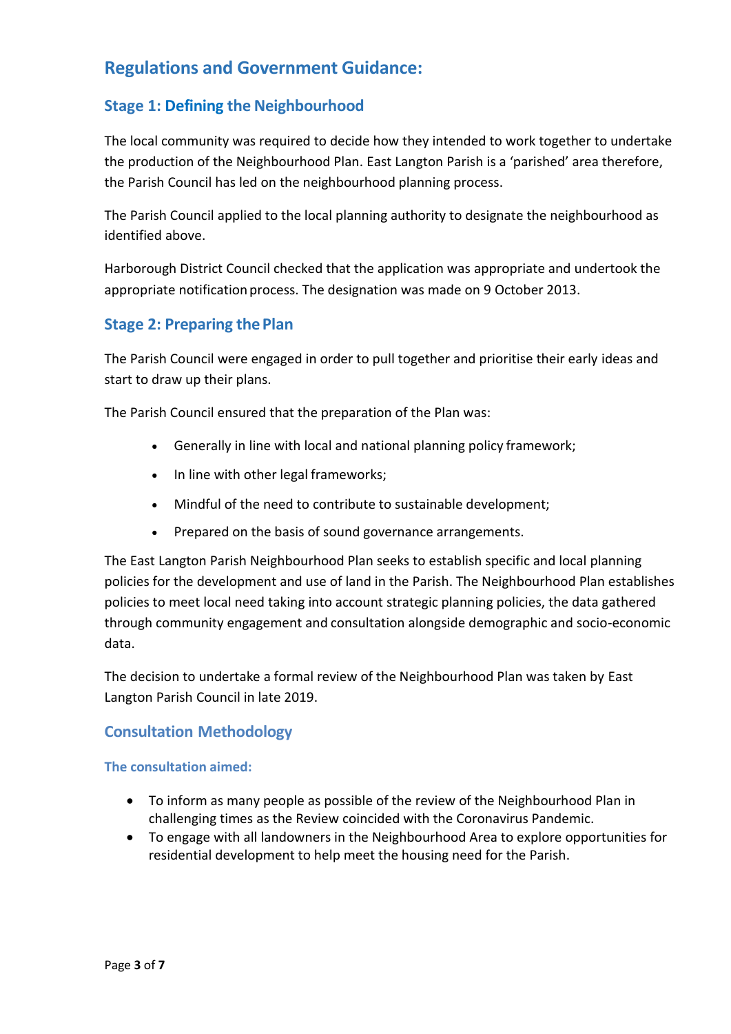## Regulations and Government Guidance:

### Stage 1: Defining the Neighbourhood

The local community was required to decide how they intended to work together to undertake the production of the Neighbourhood Plan. East Langton Parish is a 'parished' area therefore, the Parish Council has led on the neighbourhood planning process.

The Parish Council applied to the local planning authority to designate the neighbourhood as identified above.

Harborough District Council checked that the application was appropriate and undertook the appropriate notification process. The designation was made on 9 October 2013.

### Stage 2: Preparing the Plan

The Parish Council were engaged in order to pull together and prioritise their early ideas and start to draw up their plans.

The Parish Council ensured that the preparation of the Plan was:

- Generally in line with local and national planning policy framework;
- In line with other legal frameworks;
- Mindful of the need to contribute to sustainable development;
- Prepared on the basis of sound governance arrangements.

The East Langton Parish Neighbourhood Plan seeks to establish specific and local planning policies for the development and use of land in the Parish. The Neighbourhood Plan establishes policies to meet local need taking into account strategic planning policies, the data gathered through community engagement and consultation alongside demographic and socio-economic data.

The decision to undertake a formal review of the Neighbourhood Plan was taken by East Langton Parish Council in late 2019.

### Consultation Methodology

#### The consultation aimed:

- To inform as many people as possible of the review of the Neighbourhood Plan in challenging times as the Review coincided with the Coronavirus Pandemic.
- To engage with all landowners in the Neighbourhood Area to explore opportunities for residential development to help meet the housing need for the Parish.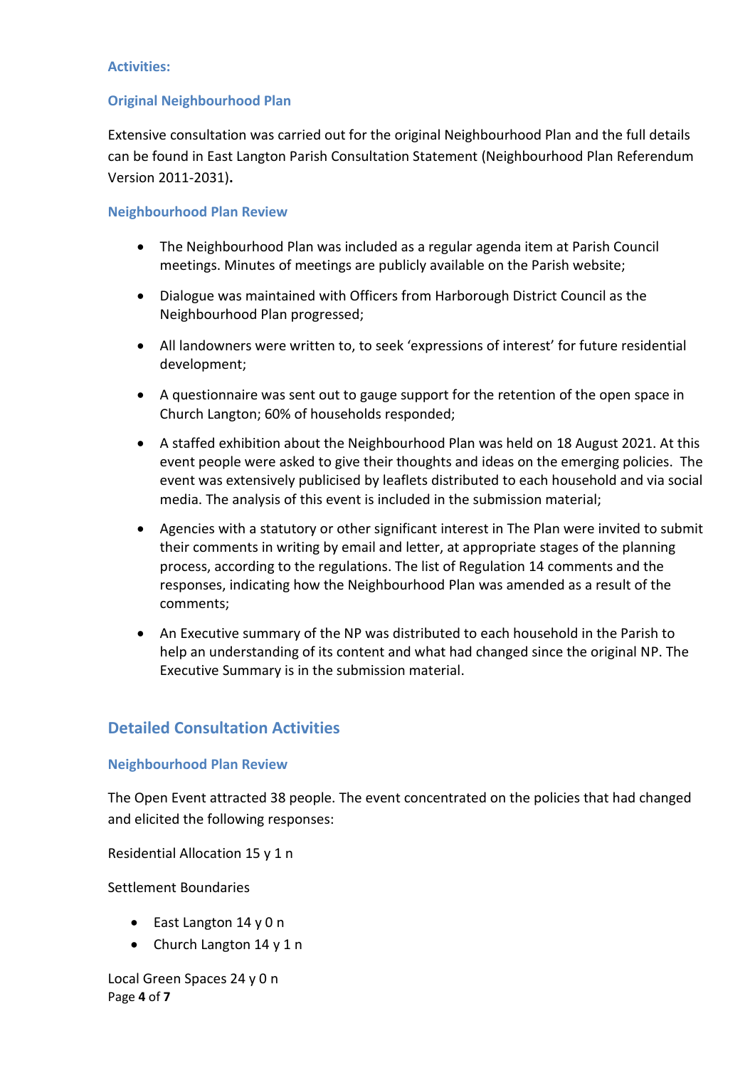### Activities:

### Original Neighbourhood Plan

Extensive consultation was carried out for the original Neighbourhood Plan and the full details can be found in East Langton Parish Consultation Statement (Neighbourhood Plan Referendum Version 2011-2031)**.**

### Neighbourhood Plan Review

- The Neighbourhood Plan was included as a regular agenda item at Parish Council meetings. Minutes of meetings are publicly available on the Parish website;
- Dialogue was maintained with Officers from Harborough District Council as the Neighbourhood Plan progressed;
- All landowners were written to, to seek 'expressions of interest' for future residential development;
- A questionnaire was sent out to gauge support for the retention of the open space in Church Langton; 60% of households responded;
- A staffed exhibition about the Neighbourhood Plan was held on 18 August 2021. At this event people were asked to give their thoughts and ideas on the emerging policies. The event was extensively publicised by leaflets distributed to each household and via social media. The analysis of this event is included in the submission material;
- Agencies with a statutory or other significant interest in The Plan were invited to submit their comments in writing by email and letter, at appropriate stages of the planning process, according to the regulations. The list of Regulation 14 comments and the responses, indicating how the Neighbourhood Plan was amended as a result of the comments;
- An Executive summary of the NP was distributed to each household in the Parish to help an understanding of its content and what had changed since the original NP. The Executive Summary is in the submission material.

## Detailed Consultation Activities

### Neighbourhood Plan Review

The Open Event attracted 38 people. The event concentrated on the policies that had changed and elicited the following responses:

Residential Allocation 15 y 1 n

Settlement Boundaries

- East Langton 14 y 0 n
- Church Langton 14 y 1 n

Local Green Spaces 24 y 0 n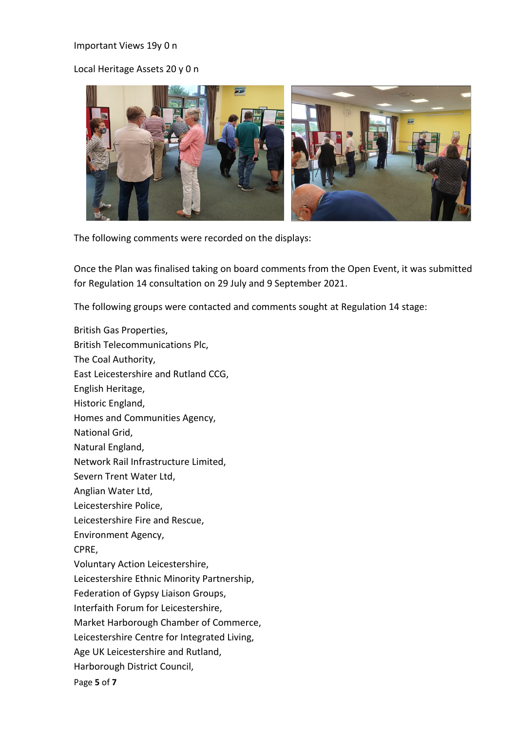Important Views 19y 0 n

Local Heritage Assets 20 y 0 n

The following comments were recorded on the displays:

Once the Plan was finalised taking on board comments from the Open Event, it was submitted for Regulation 14 consultation on 29 July and 9 September 2021.

The following groups were contacted and comments sought at Regulation 14 stage:

British Gas Properties,  
British Telecommunications Plc,  
The Coal Authority,  
East Leicestershire and Rutland CCG,  
English Heritage,  
Historic England,  
Homes and Communities Agency,  
National Grid,  
Natural England,  
Network Rail Infrastructure Limited,  
Severn Trent Water Ltd,  
Anglian Water Ltd,  
Leicestershire Police,  
Leicestershire Fire and Rescue,  
Environment Agency,  
CPRE,  
Voluntary Action Leicestershire,  
Leicestershire Ethnic Minority Partnership,  
Federation of Gypsy Liaison Groups,  
Interfaith Forum for Leicestershire,  
Market Harborough Chamber of Commerce,  
Leicestershire Centre for Integrated Living,  
Age UK Leicestershire and Rutland,  
Harborough District Council,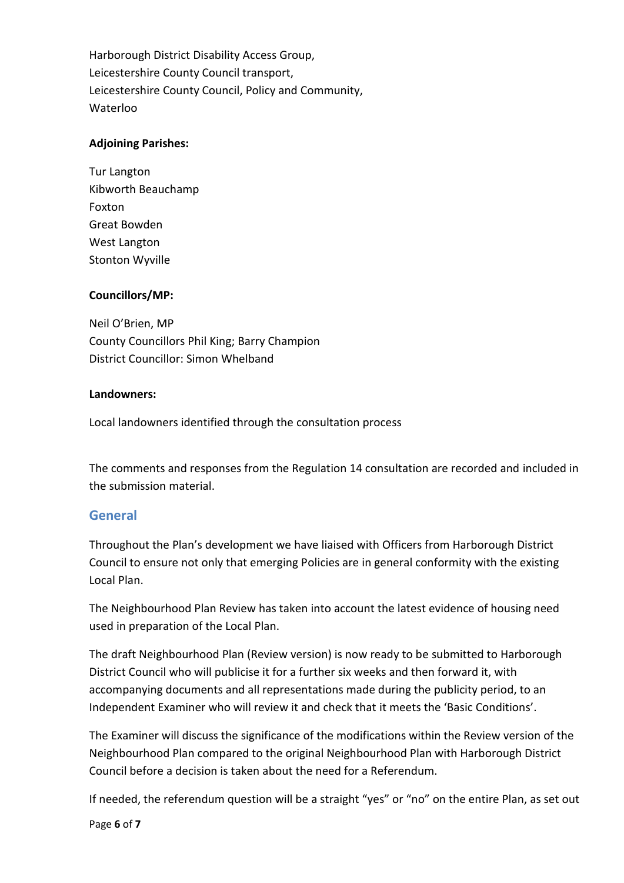Harborough District Disability Access Group,
Leicestershire County Council transport,
Leicestershire County Council, Policy and Community,
Waterloo

**Adjoining Parishes:**

Tur Langton
Kibworth Beauchamp
Foxton
Great Bowden
West Langton
Stonton Wyville

**Councillors/MP:**

Neil O'Brien, MP
County Councillors Phil King; Barry Champion
District Councillor: Simon Whelband

**Landowners:**

Local landowners identified through the consultation process

The comments and responses from the Regulation 14 consultation are recorded and included in the submission material.

## General

Throughout the Plan's development we have liaised with Officers from Harborough District Council to ensure not only that emerging Policies are in general conformity with the existing Local Plan.

The Neighbourhood Plan Review has taken into account the latest evidence of housing need used in preparation of the Local Plan.

The draft Neighbourhood Plan (Review version) is now ready to be submitted to Harborough District Council who will publicise it for a further six weeks and then forward it, with accompanying documents and all representations made during the publicity period, to an Independent Examiner who will review it and check that it meets the 'Basic Conditions'.

The Examiner will discuss the significance of the modifications within the Review version of the Neighbourhood Plan compared to the original Neighbourhood Plan with Harborough District Council before a decision is taken about the need for a Referendum.

If needed, the referendum question will be a straight "yes" or "no" on the entire Plan, as set out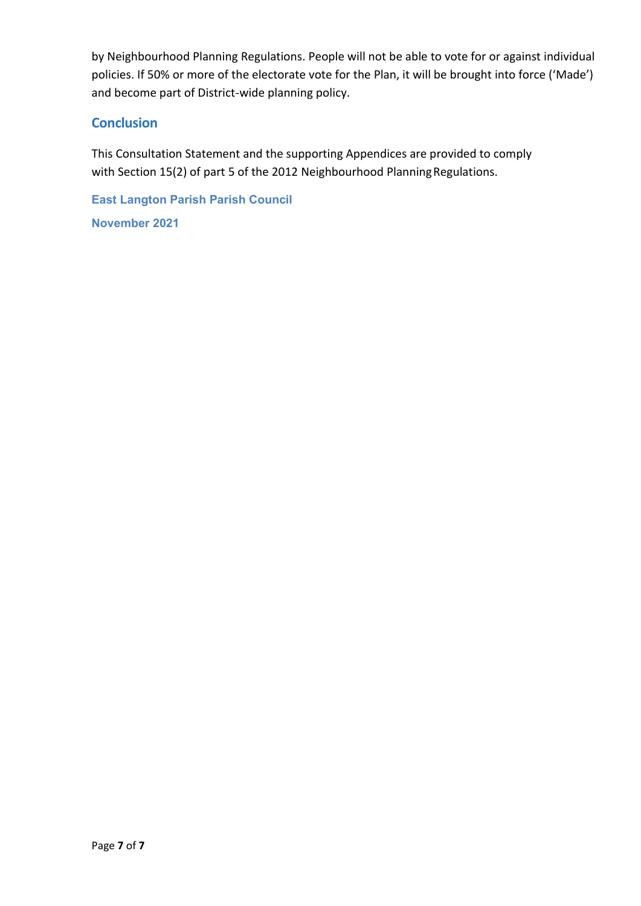by Neighbourhood Planning Regulations. People will not be able to vote for or against individual policies. If 50% or more of the electorate vote for the Plan, it will be brought into force ('Made') and become part of District-wide planning policy.

## Conclusion

This Consultation Statement and the supporting Appendices are provided to comply with Section 15(2) of part 5 of the 2012 Neighbourhood Planning Regulations.

**East Langton Parish Parish Council**

**November 2021**